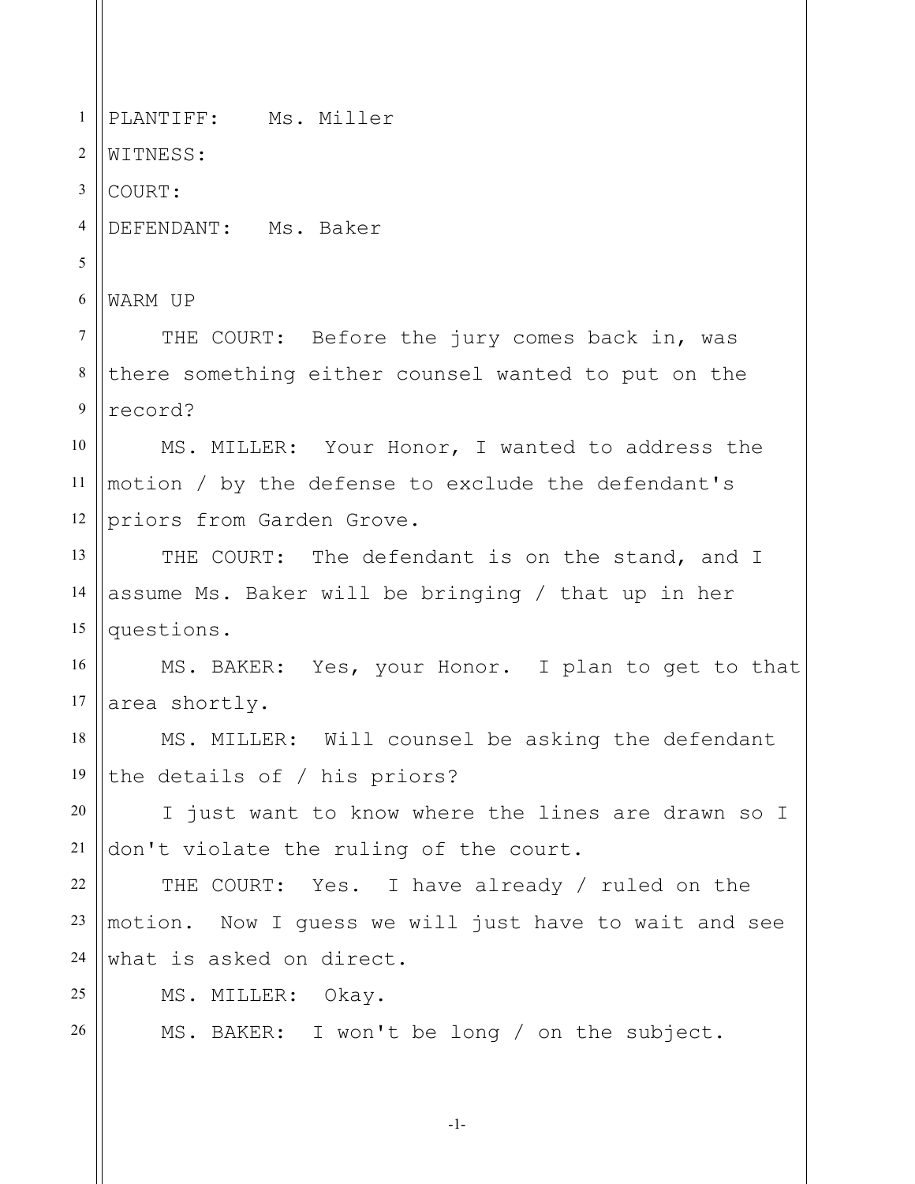PLANTIFF: Ms. Miller

WITNESS:

COURT:

DEFENDANT: Ms. Baker

WARM UP

THE COURT: Before the jury comes back in, was there something either counsel wanted to put on the record?

MS. MILLER: Your Honor, I wanted to address the motion / by the defense to exclude the defendant's priors from Garden Grove.

THE COURT: The defendant is on the stand, and I assume Ms. Baker will be bringing / that up in her questions.

MS. BAKER: Yes, your Honor. I plan to get to that area shortly.

MS. MILLER: Will counsel be asking the defendant the details of / his priors?

I just want to know where the lines are drawn so I don't violate the ruling of the court.

THE COURT: Yes. I have already / ruled on the motion. Now I guess we will just have to wait and see what is asked on direct.

MS. MILLER: Okay.

MS. BAKER: I won't be long / on the subject.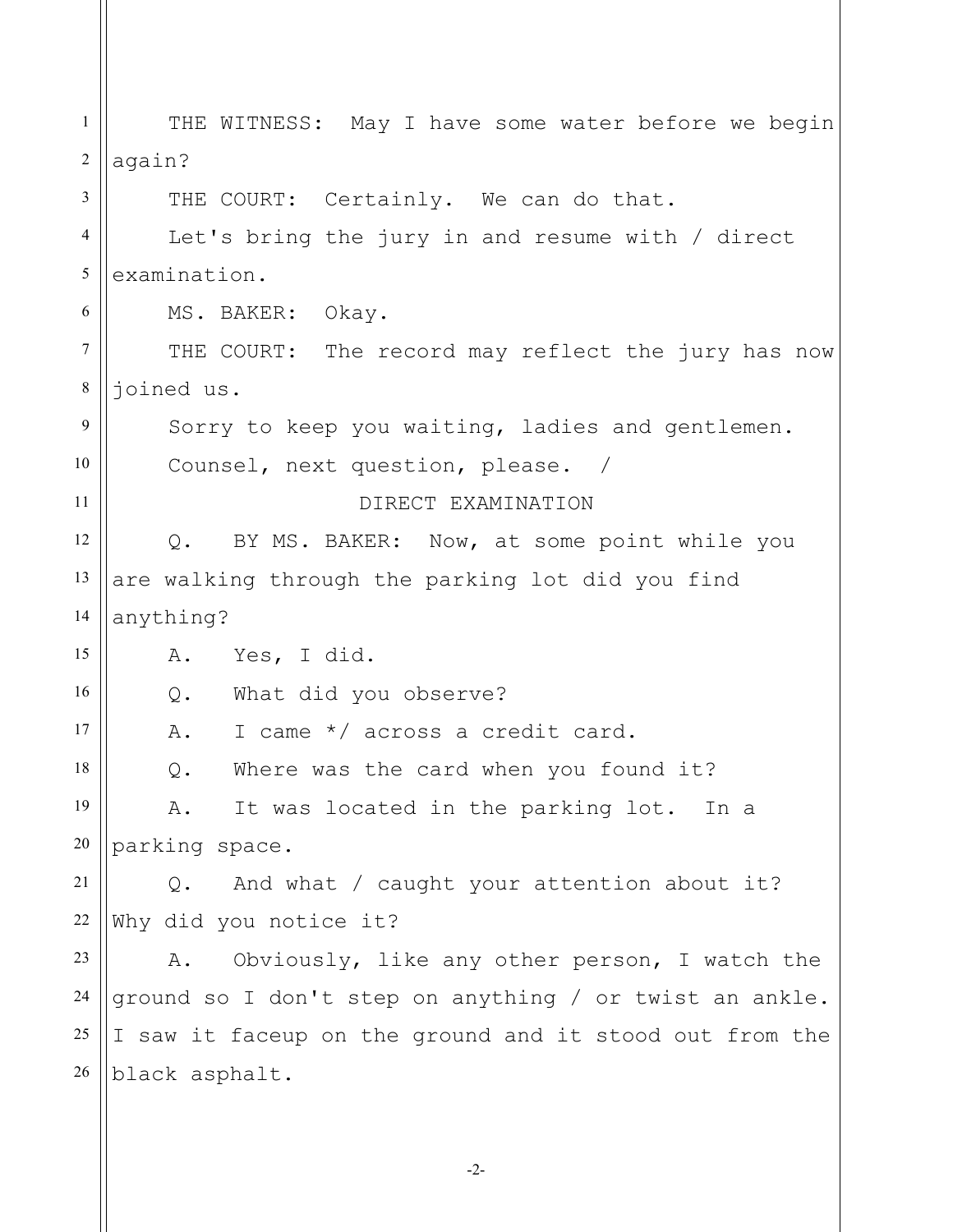THE WITNESS: May I have some water before we begin again?

THE COURT: Certainly. We can do that.

Let's bring the jury in and resume with / direct examination.

MS. BAKER: Okay.

THE COURT: The record may reflect the jury has now joined us.

Sorry to keep you waiting, ladies and gentlemen.

Counsel, next question, please. /

DIRECT EXAMINATION

Q. BY MS. BAKER: Now, at some point while you are walking through the parking lot did you find anything?

A. Yes, I did.

Q. What did you observe?

A. I came */ across a credit card.

Q. Where was the card when you found it?

A. It was located in the parking lot. In a parking space.

Q. And what / caught your attention about it? Why did you notice it?

A. Obviously, like any other person, I watch the ground so I don't step on anything / or twist an ankle. I saw it faceup on the ground and it stood out from the black asphalt.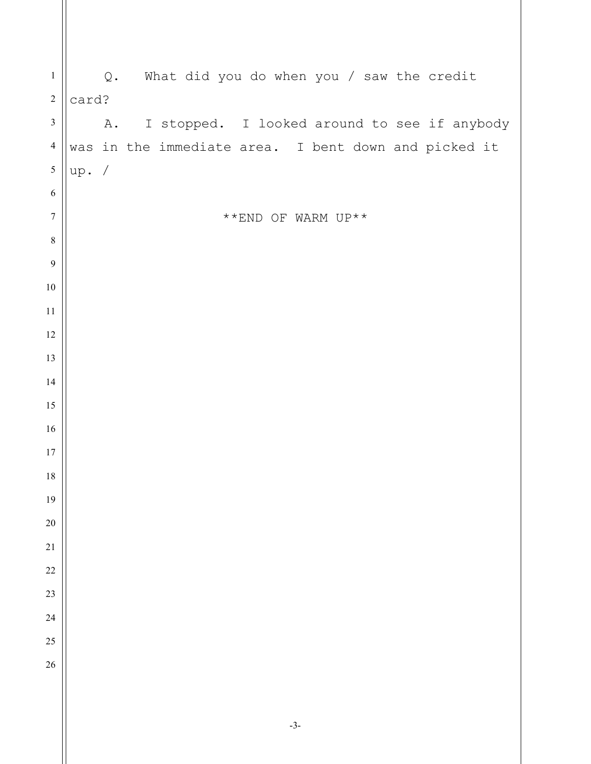Q. What did you do when you / saw the credit card?

A. I stopped. I looked around to see if anybody was in the immediate area. I bent down and picked it up. /

**END OF WARM UP**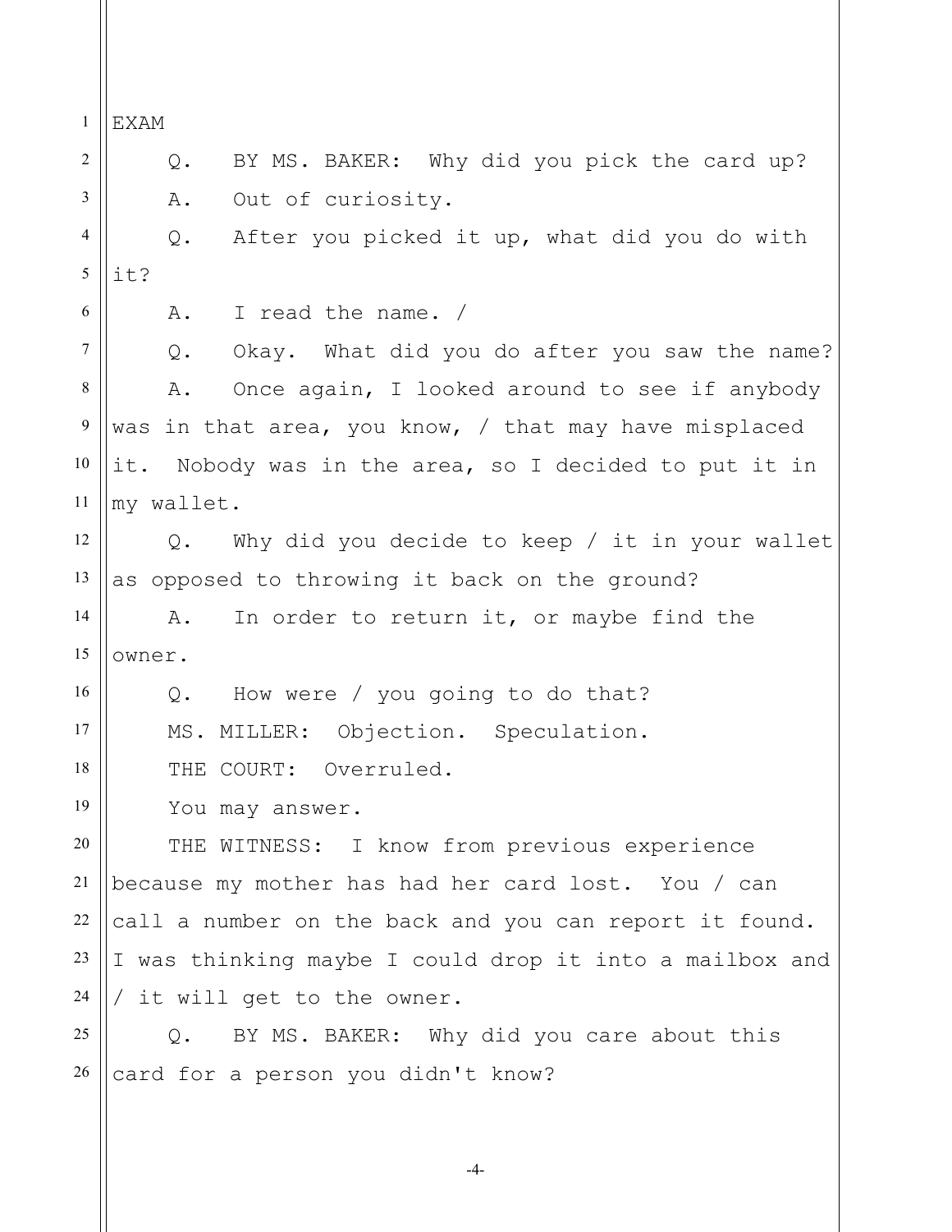EXAM

Q. BY MS. BAKER: Why did you pick the card up?

A. Out of curiosity.

Q. After you picked it up, what did you do with it?

A. I read the name. /

Q. Okay. What did you do after you saw the name?

A. Once again, I looked around to see if anybody was in that area, you know, / that may have misplaced it. Nobody was in the area, so I decided to put it in my wallet.

Q. Why did you decide to keep / it in your wallet as opposed to throwing it back on the ground?

A. In order to return it, or maybe find the owner.

Q. How were / you going to do that?

MS. MILLER: Objection. Speculation.

THE COURT: Overruled.

You may answer.

THE WITNESS: I know from previous experience because my mother has had her card lost. You / can call a number on the back and you can report it found. I was thinking maybe I could drop it into a mailbox and / it will get to the owner.

Q. BY MS. BAKER: Why did you care about this card for a person you didn't know?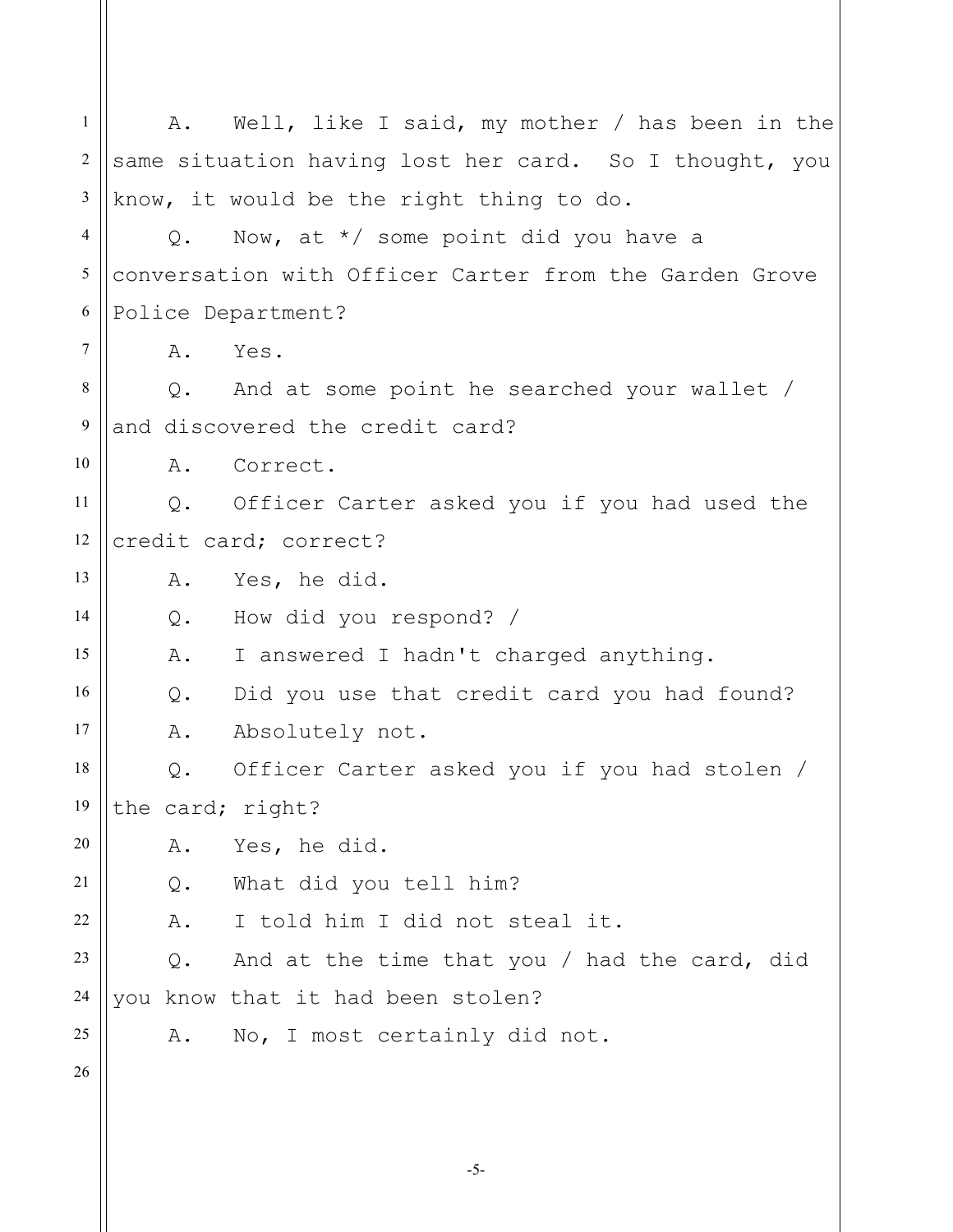A. Well, like I said, my mother / has been in the same situation having lost her card. So I thought, you know, it would be the right thing to do.

Q. Now, at */ some point did you have a conversation with Officer Carter from the Garden Grove Police Department?

A. Yes.

Q. And at some point he searched your wallet / and discovered the credit card?

A. Correct.

Q. Officer Carter asked you if you had used the credit card; correct?

A. Yes, he did.

Q. How did you respond? /

A. I answered I hadn't charged anything.

Q. Did you use that credit card you had found?

A. Absolutely not.

Q. Officer Carter asked you if you had stolen / the card; right?

A. Yes, he did.

Q. What did you tell him?

A. I told him I did not steal it.

Q. And at the time that you / had the card, did you know that it had been stolen?

A. No, I most certainly did not.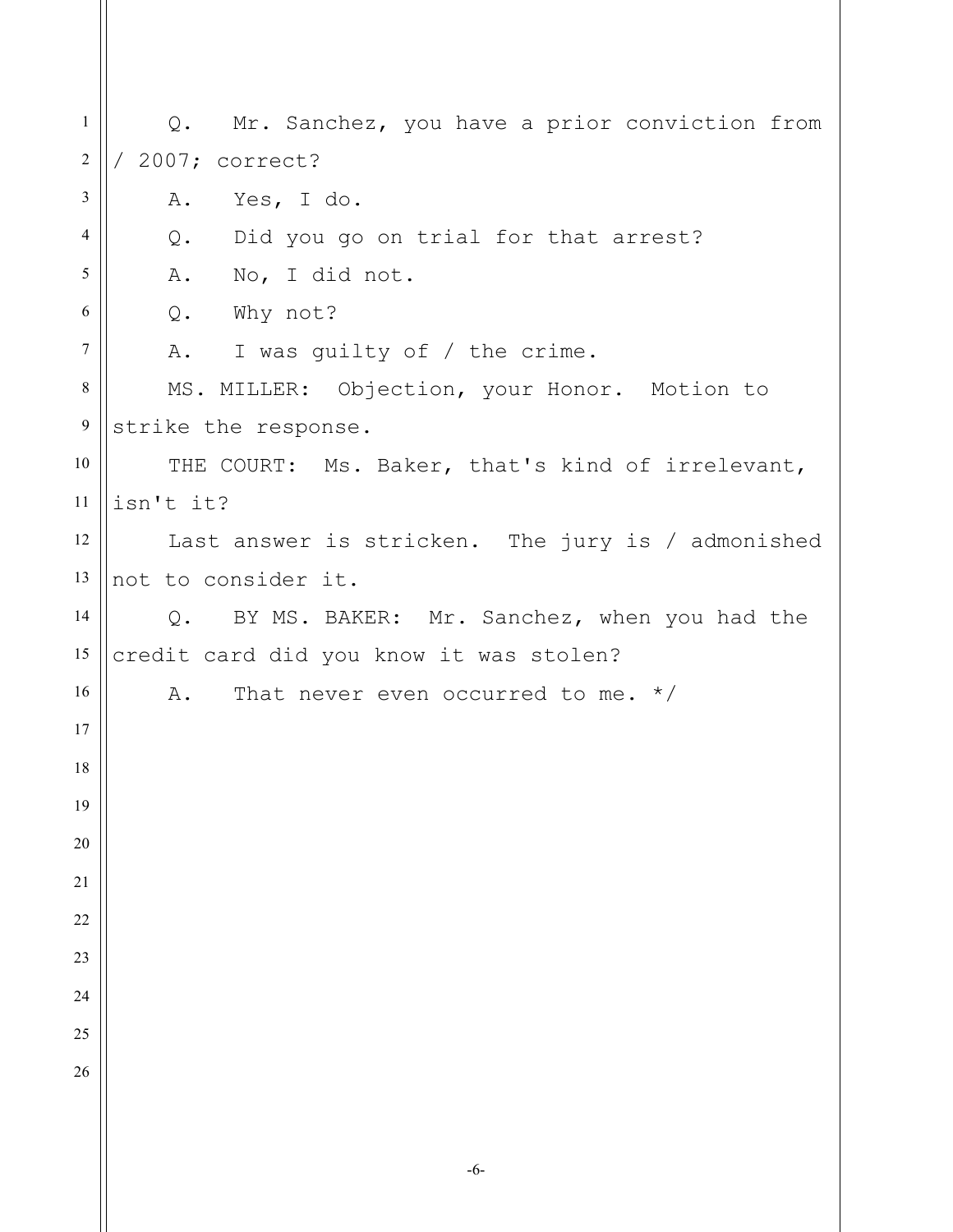Q. Mr. Sanchez, you have a prior conviction from / 2007; correct?

A. Yes, I do.

Q. Did you go on trial for that arrest?

A. No, I did not.

Q. Why not?

A. I was guilty of / the crime.

MS. MILLER: Objection, your Honor. Motion to strike the response.

THE COURT: Ms. Baker, that's kind of irrelevant, isn't it?

Last answer is stricken. The jury is / admonished not to consider it.

Q. BY MS. BAKER: Mr. Sanchez, when you had the credit card did you know it was stolen?

A. That never even occurred to me. */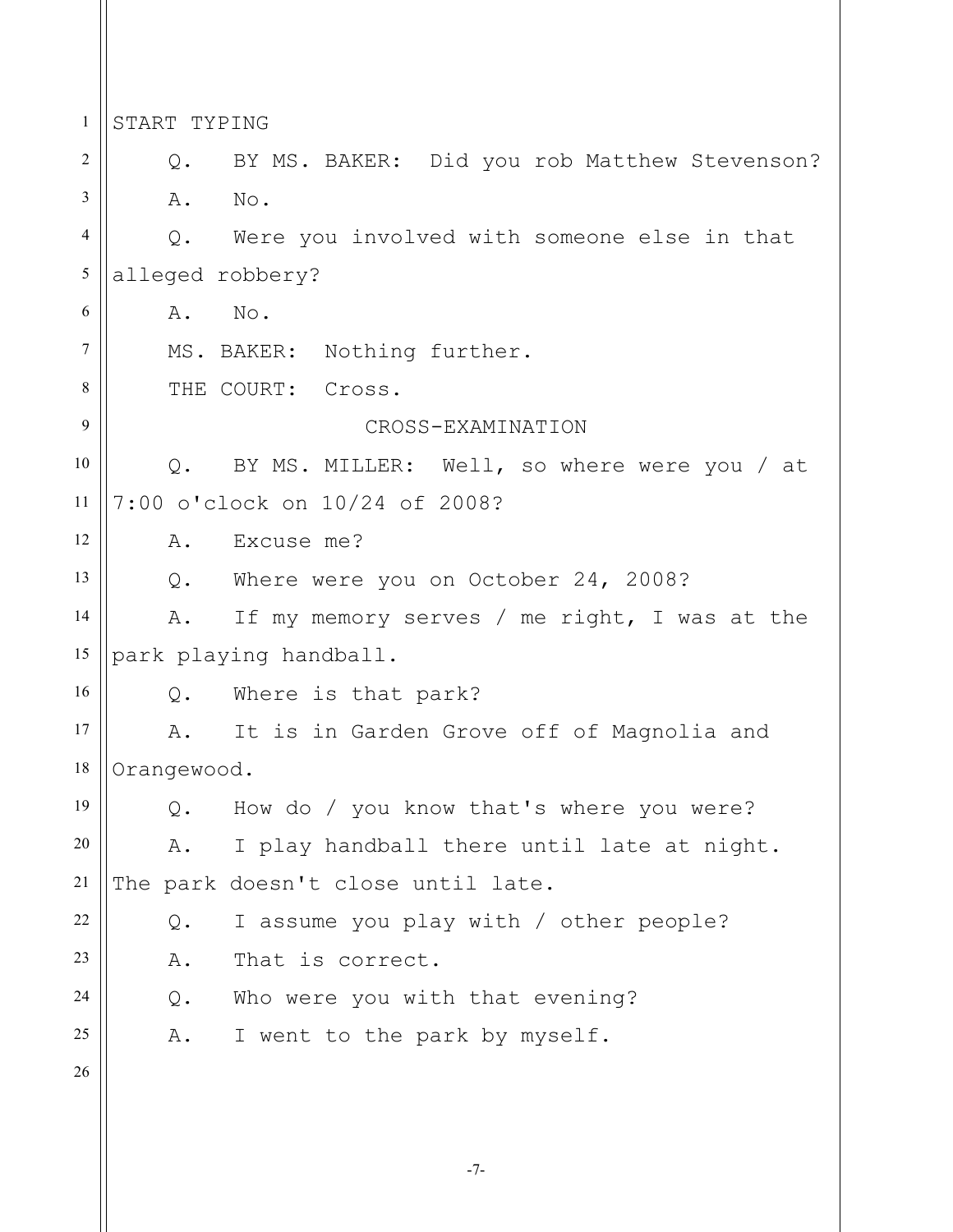START TYPING

Q. BY MS. BAKER: Did you rob Matthew Stevenson?

A. No.

Q. Were you involved with someone else in that alleged robbery?

A. No.

MS. BAKER: Nothing further.

THE COURT: Cross.

CROSS-EXAMINATION

Q. BY MS. MILLER: Well, so where were you / at 7:00 o'clock on 10/24 of 2008?

A. Excuse me?

Q. Where were you on October 24, 2008?

A. If my memory serves / me right, I was at the park playing handball.

Q. Where is that park?

A. It is in Garden Grove off of Magnolia and Orangewood.

Q. How do / you know that's where you were?

A. I play handball there until late at night. The park doesn't close until late.

Q. I assume you play with / other people?

A. That is correct.

Q. Who were you with that evening?

A. I went to the park by myself.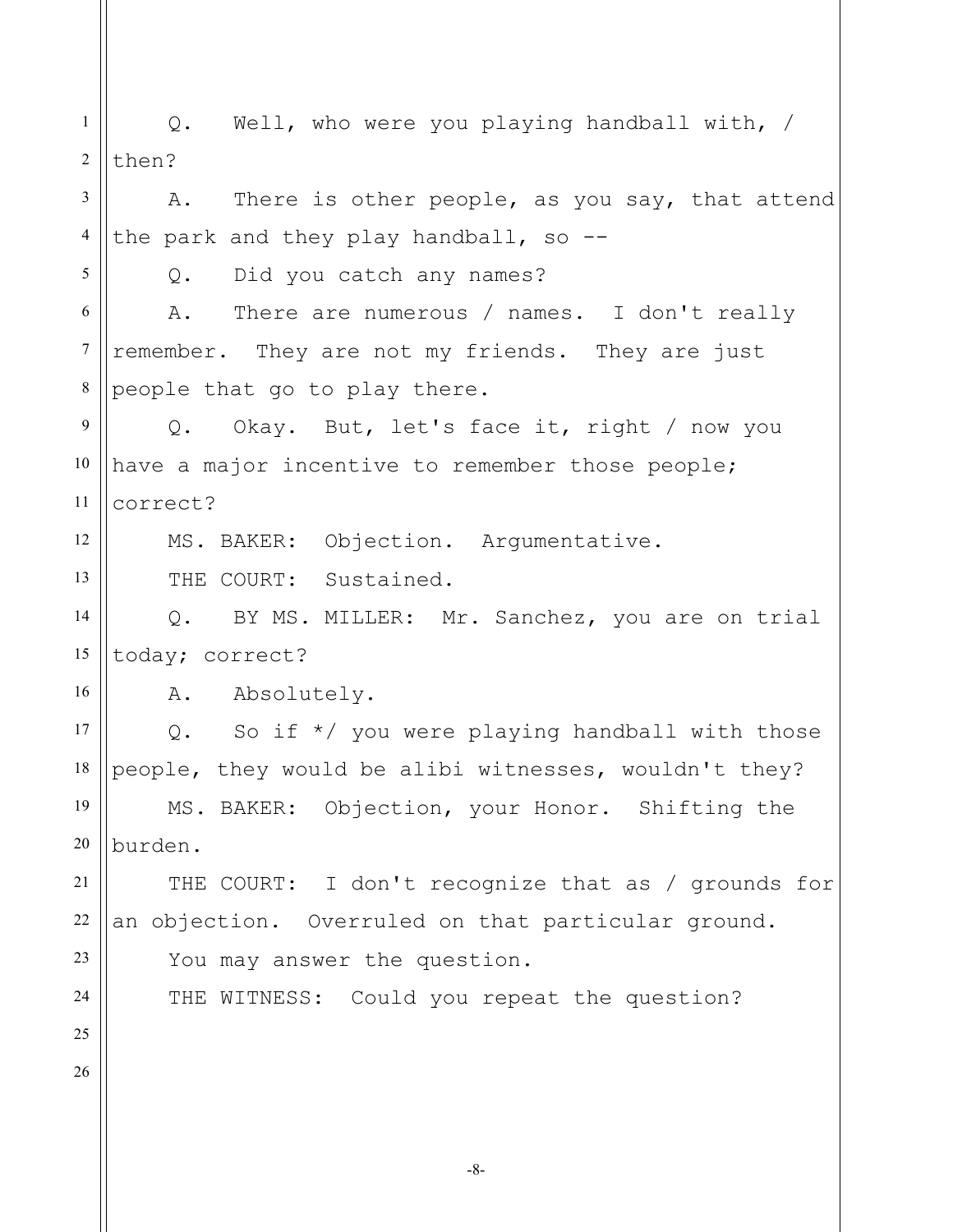Q. Well, who were you playing handball with, / then?

A. There is other people, as you say, that attend the park and they play handball, so --

Q. Did you catch any names?

A. There are numerous / names. I don't really remember. They are not my friends. They are just people that go to play there.

Q. Okay. But, let's face it, right / now you have a major incentive to remember those people; correct?

MS. BAKER: Objection. Argumentative.

THE COURT: Sustained.

Q. BY MS. MILLER: Mr. Sanchez, you are on trial today; correct?

A. Absolutely.

Q. So if */ you were playing handball with those people, they would be alibi witnesses, wouldn't they?

MS. BAKER: Objection, your Honor. Shifting the burden.

THE COURT: I don't recognize that as / grounds for an objection. Overruled on that particular ground.

You may answer the question.

THE WITNESS: Could you repeat the question?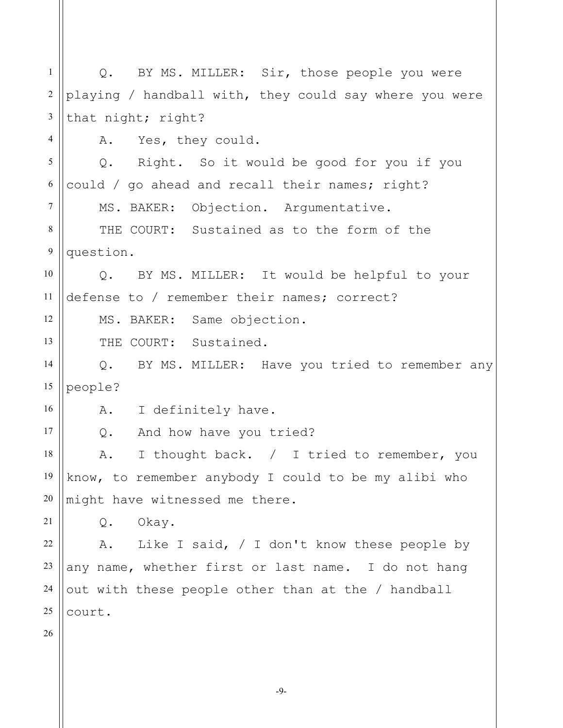Q. BY MS. MILLER: Sir, those people you were playing / handball with, they could say where you were that night; right?

A. Yes, they could.

Q. Right. So it would be good for you if you could / go ahead and recall their names; right?

MS. BAKER: Objection. Argumentative.

THE COURT: Sustained as to the form of the question.

Q. BY MS. MILLER: It would be helpful to your defense to / remember their names; correct?

MS. BAKER: Same objection.

THE COURT: Sustained.

Q. BY MS. MILLER: Have you tried to remember any people?

A. I definitely have.

Q. And how have you tried?

A. I thought back. / I tried to remember, you know, to remember anybody I could to be my alibi who might have witnessed me there.

Q. Okay.

A. Like I said, / I don't know these people by any name, whether first or last name. I do not hang out with these people other than at the / handball court.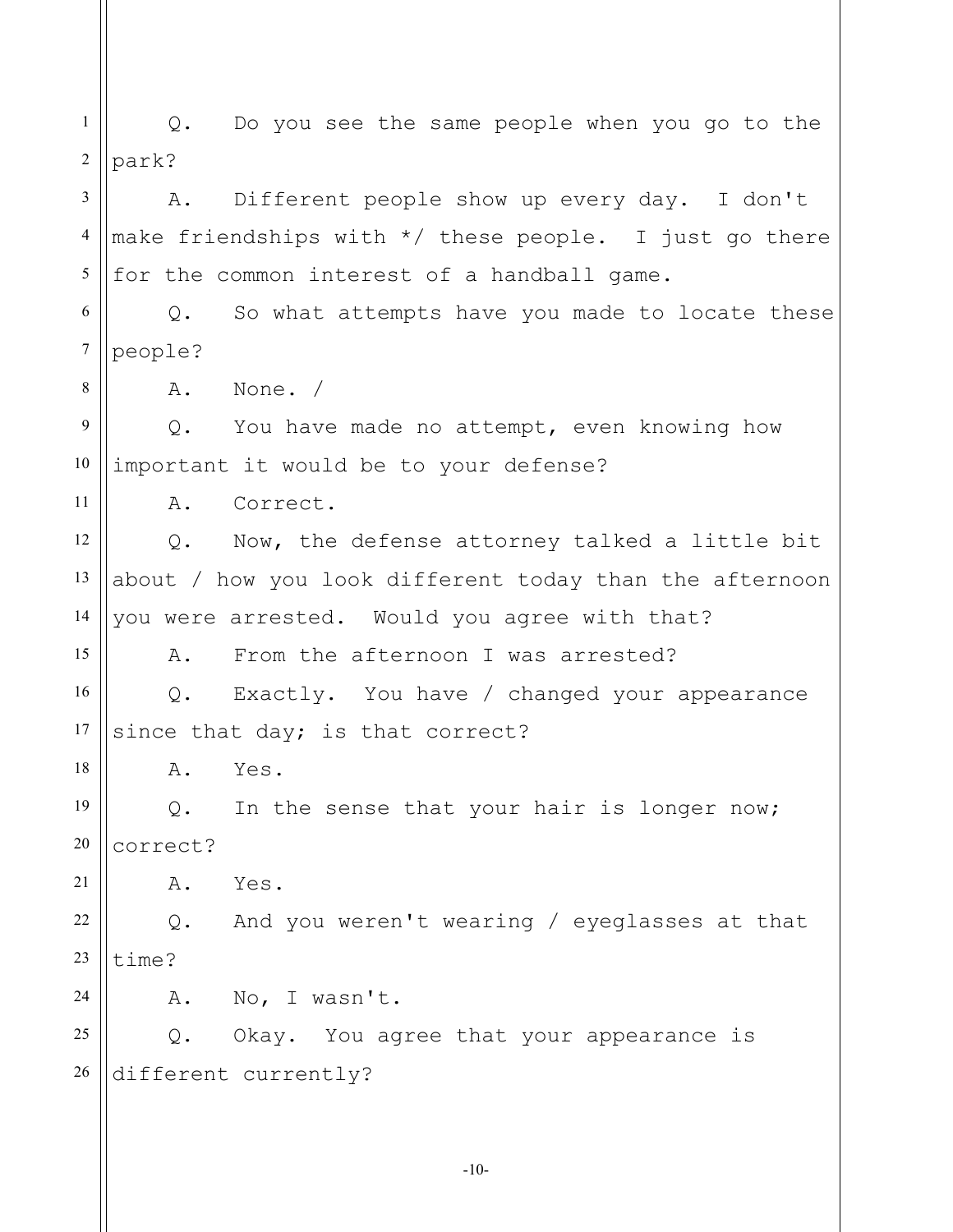Q. Do you see the same people when you go to the park?

A. Different people show up every day. I don't make friendships with */ these people. I just go there for the common interest of a handball game.

Q. So what attempts have you made to locate these people?

A. None. /

Q. You have made no attempt, even knowing how important it would be to your defense?

A. Correct.

Q. Now, the defense attorney talked a little bit about / how you look different today than the afternoon you were arrested. Would you agree with that?

A. From the afternoon I was arrested?

Q. Exactly. You have / changed your appearance since that day; is that correct?

A. Yes.

Q. In the sense that your hair is longer now; correct?

A. Yes.

Q. And you weren't wearing / eyeglasses at that time?

A. No, I wasn't.

Q. Okay. You agree that your appearance is different currently?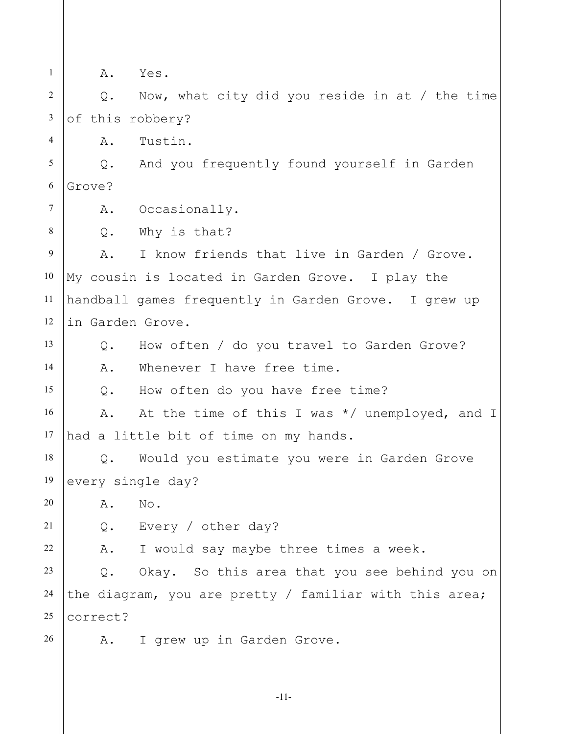A. Yes.

Q. Now, what city did you reside in at / the time of this robbery?

A. Tustin.

Q. And you frequently found yourself in Garden Grove?

A. Occasionally.

Q. Why is that?

A. I know friends that live in Garden / Grove. My cousin is located in Garden Grove. I play the handball games frequently in Garden Grove. I grew up in Garden Grove.

Q. How often / do you travel to Garden Grove?

A. Whenever I have free time.

Q. How often do you have free time?

A. At the time of this I was */ unemployed, and I had a little bit of time on my hands.

Q. Would you estimate you were in Garden Grove every single day?

A. No.

Q. Every / other day?

A. I would say maybe three times a week.

Q. Okay. So this area that you see behind you on the diagram, you are pretty / familiar with this area; correct?

A. I grew up in Garden Grove.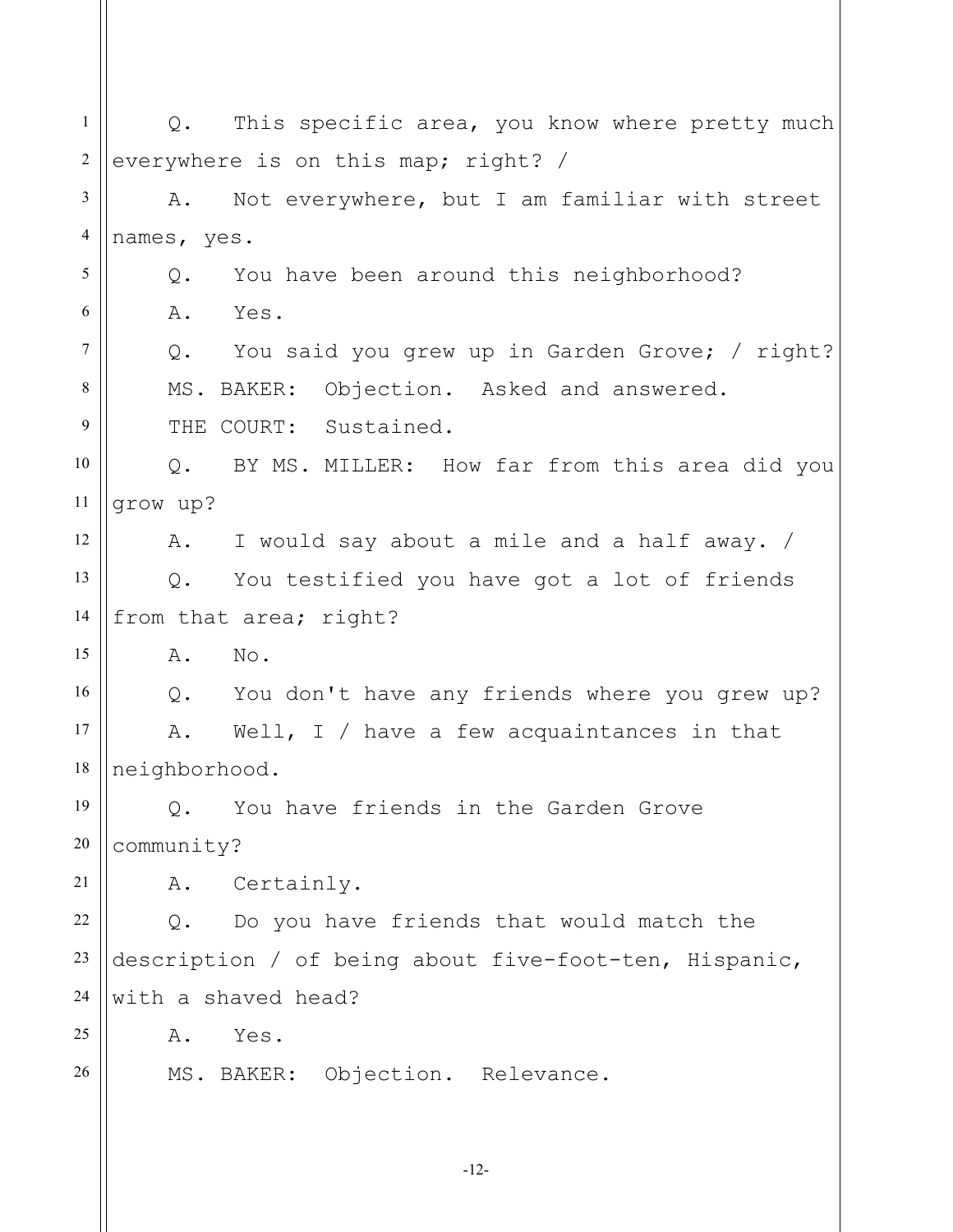Q. This specific area, you know where pretty much everywhere is on this map; right? /

A. Not everywhere, but I am familiar with street names, yes.

Q. You have been around this neighborhood?

A. Yes.

Q. You said you grew up in Garden Grove; / right?

MS. BAKER: Objection. Asked and answered.

THE COURT: Sustained.

Q. BY MS. MILLER: How far from this area did you grow up?

A. I would say about a mile and a half away. /

Q. You testified you have got a lot of friends from that area; right?

A. No.

Q. You don't have any friends where you grew up?

A. Well, I / have a few acquaintances in that neighborhood.

Q. You have friends in the Garden Grove community?

A. Certainly.

Q. Do you have friends that would match the description / of being about five-foot-ten, Hispanic, with a shaved head?

A. Yes.

MS. BAKER: Objection. Relevance.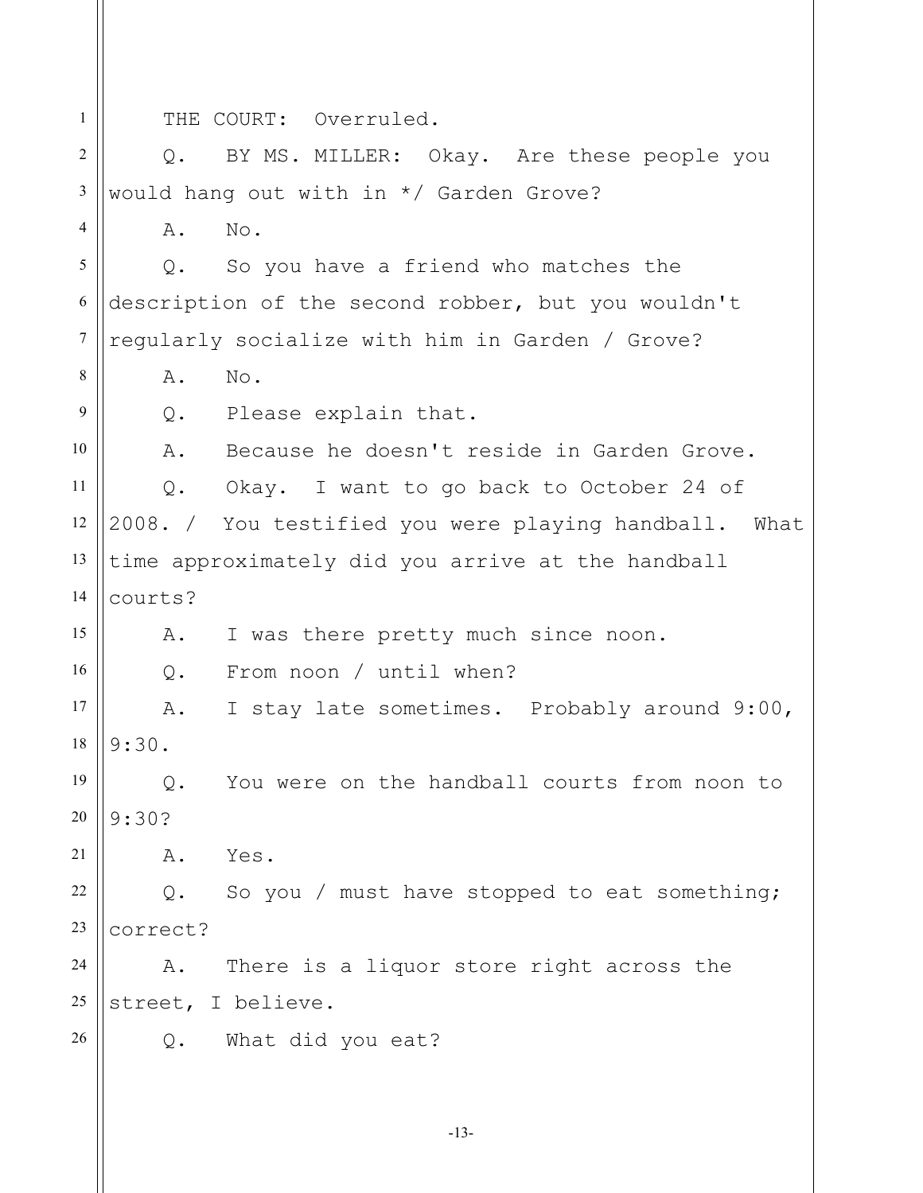THE COURT: Overruled.

Q. BY MS. MILLER: Okay. Are these people you would hang out with in */ Garden Grove?

A. No.

Q. So you have a friend who matches the description of the second robber, but you wouldn't regularly socialize with him in Garden / Grove?

A. No.

Q. Please explain that.

A. Because he doesn't reside in Garden Grove.

Q. Okay. I want to go back to October 24 of 2008. / You testified you were playing handball. What time approximately did you arrive at the handball courts?

A. I was there pretty much since noon.

Q. From noon / until when?

A. I stay late sometimes. Probably around 9:00, 9:30.

Q. You were on the handball courts from noon to 9:30?

A. Yes.

Q. So you / must have stopped to eat something; correct?

A. There is a liquor store right across the street, I believe.

Q. What did you eat?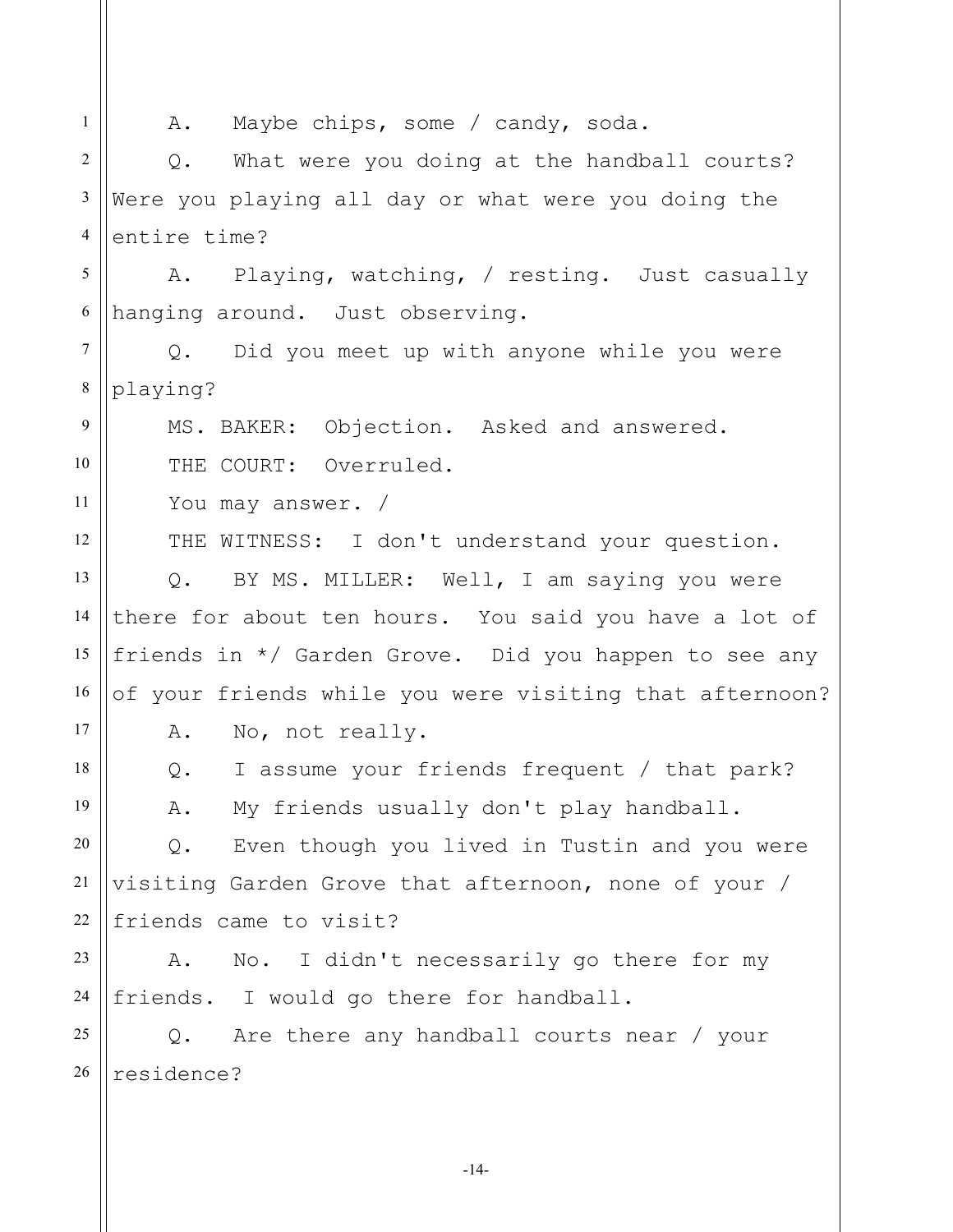A. Maybe chips, some / candy, soda.

Q. What were you doing at the handball courts? Were you playing all day or what were you doing the entire time?

A. Playing, watching, / resting. Just casually hanging around. Just observing.

Q. Did you meet up with anyone while you were playing?

MS. BAKER: Objection. Asked and answered.

THE COURT: Overruled.

You may answer. /

THE WITNESS: I don't understand your question.

Q. BY MS. MILLER: Well, I am saying you were there for about ten hours. You said you have a lot of friends in */ Garden Grove. Did you happen to see any of your friends while you were visiting that afternoon?

A. No, not really.

Q. I assume your friends frequent / that park?

A. My friends usually don't play handball.

Q. Even though you lived in Tustin and you were visiting Garden Grove that afternoon, none of your / friends came to visit?

A. No. I didn't necessarily go there for my friends. I would go there for handball.

Q. Are there any handball courts near / your residence?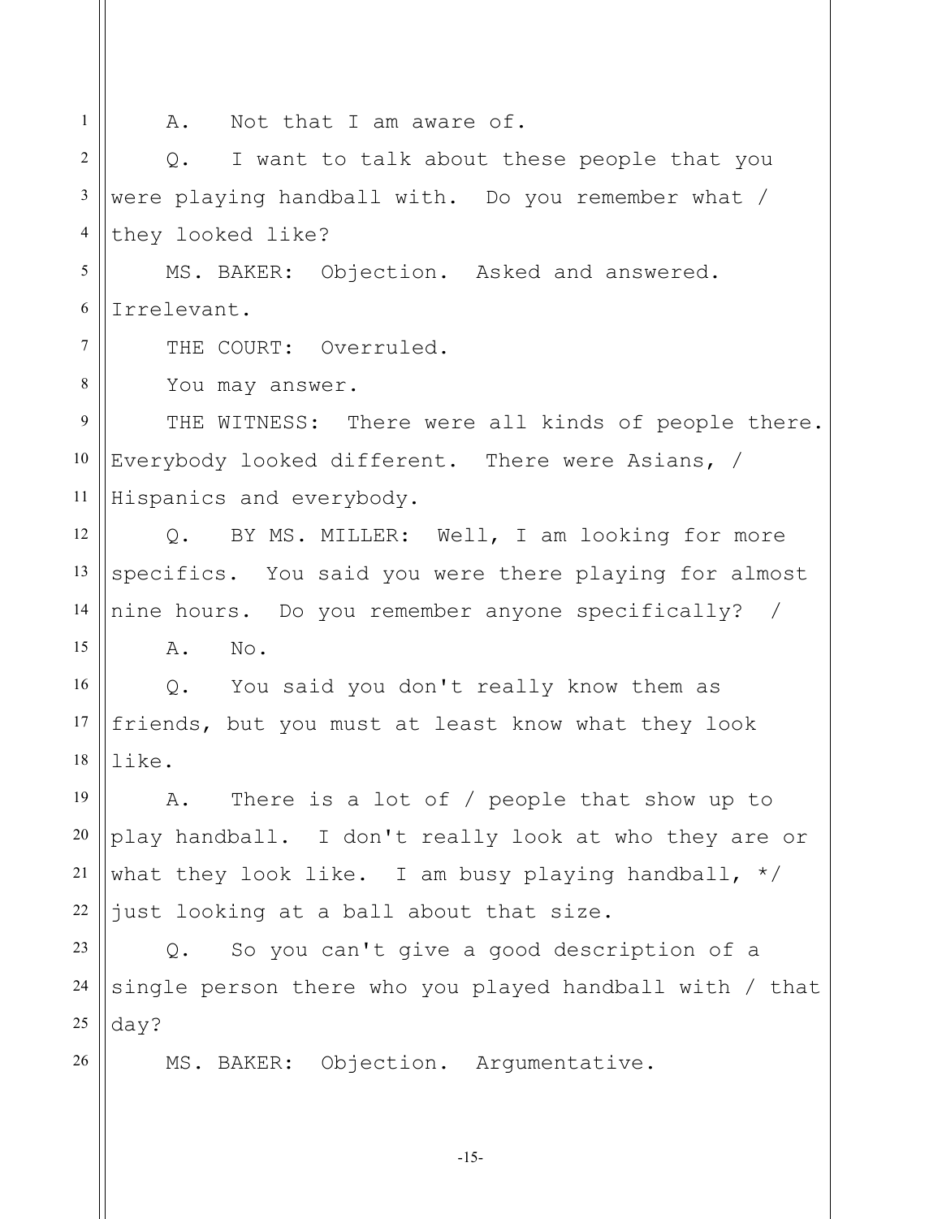A. Not that I am aware of.

Q. I want to talk about these people that you were playing handball with. Do you remember what / they looked like?

MS. BAKER: Objection. Asked and answered. Irrelevant.

THE COURT: Overruled.

You may answer.

THE WITNESS: There were all kinds of people there. Everybody looked different. There were Asians, / Hispanics and everybody.

Q. BY MS. MILLER: Well, I am looking for more specifics. You said you were there playing for almost nine hours. Do you remember anyone specifically? /

A. No.

Q. You said you don't really know them as friends, but you must at least know what they look like.

A. There is a lot of / people that show up to play handball. I don't really look at who they are or what they look like. I am busy playing handball, */ just looking at a ball about that size.

Q. So you can't give a good description of a single person there who you played handball with / that day?

MS. BAKER: Objection. Argumentative.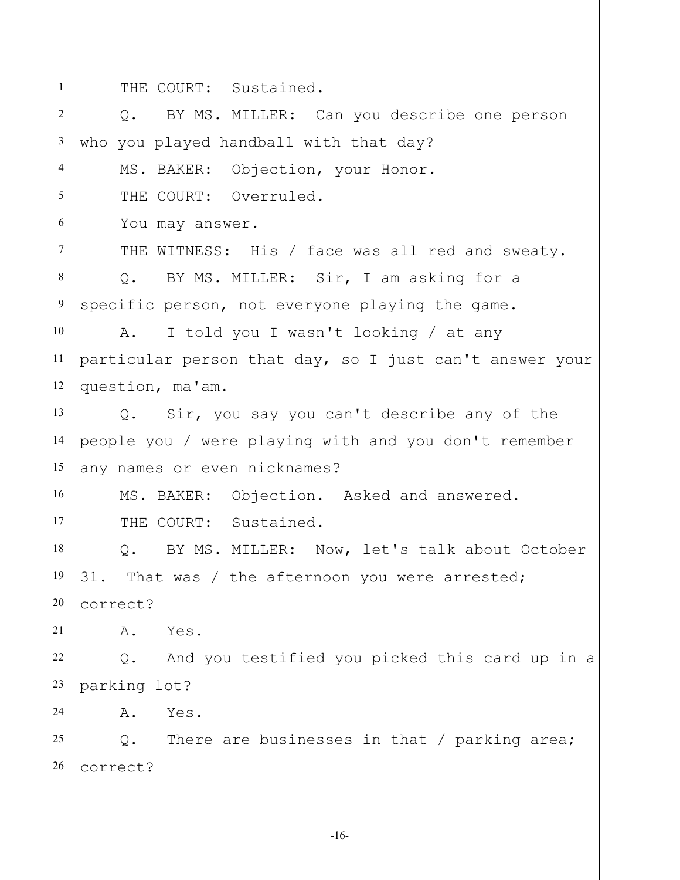THE COURT: Sustained.

Q. BY MS. MILLER: Can you describe one person who you played handball with that day?

MS. BAKER: Objection, your Honor.

THE COURT: Overruled.

You may answer.

THE WITNESS: His / face was all red and sweaty.

Q. BY MS. MILLER: Sir, I am asking for a specific person, not everyone playing the game.

A. I told you I wasn't looking / at any particular person that day, so I just can't answer your question, ma'am.

Q. Sir, you say you can't describe any of the people you / were playing with and you don't remember any names or even nicknames?

MS. BAKER: Objection. Asked and answered.

THE COURT: Sustained.

Q. BY MS. MILLER: Now, let's talk about October 31. That was / the afternoon you were arrested; correct?

A. Yes.

Q. And you testified you picked this card up in a parking lot?

A. Yes.

Q. There are businesses in that / parking area; correct?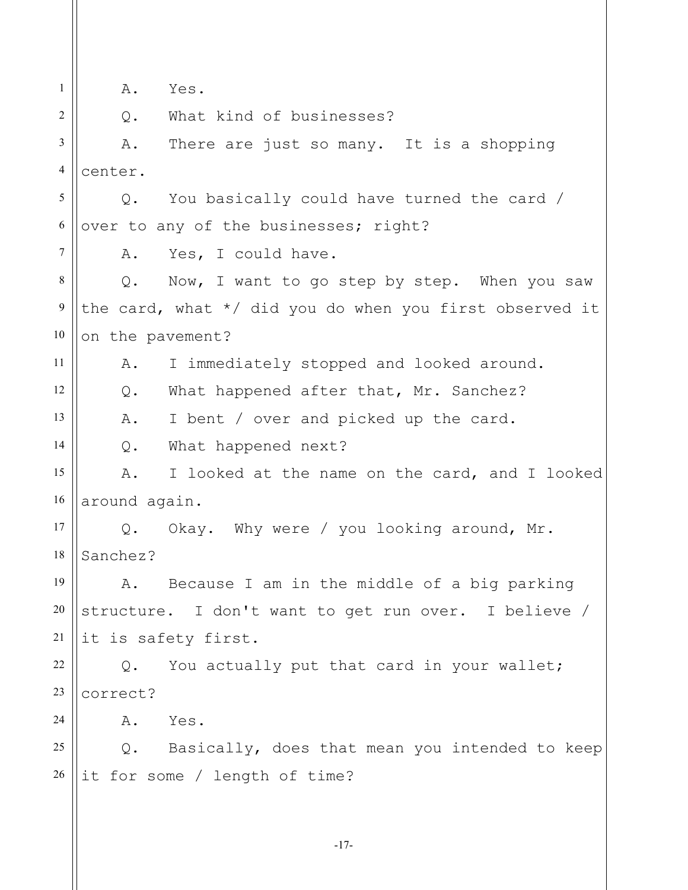A. Yes.

Q. What kind of businesses?

A. There are just so many. It is a shopping center.

Q. You basically could have turned the card / over to any of the businesses; right?

A. Yes, I could have.

Q. Now, I want to go step by step. When you saw the card, what */ did you do when you first observed it on the pavement?

A. I immediately stopped and looked around.

Q. What happened after that, Mr. Sanchez?

A. I bent / over and picked up the card.

Q. What happened next?

A. I looked at the name on the card, and I looked around again.

Q. Okay. Why were / you looking around, Mr. Sanchez?

A. Because I am in the middle of a big parking structure. I don't want to get run over. I believe / it is safety first.

Q. You actually put that card in your wallet; correct?

A. Yes.

Q. Basically, does that mean you intended to keep it for some / length of time?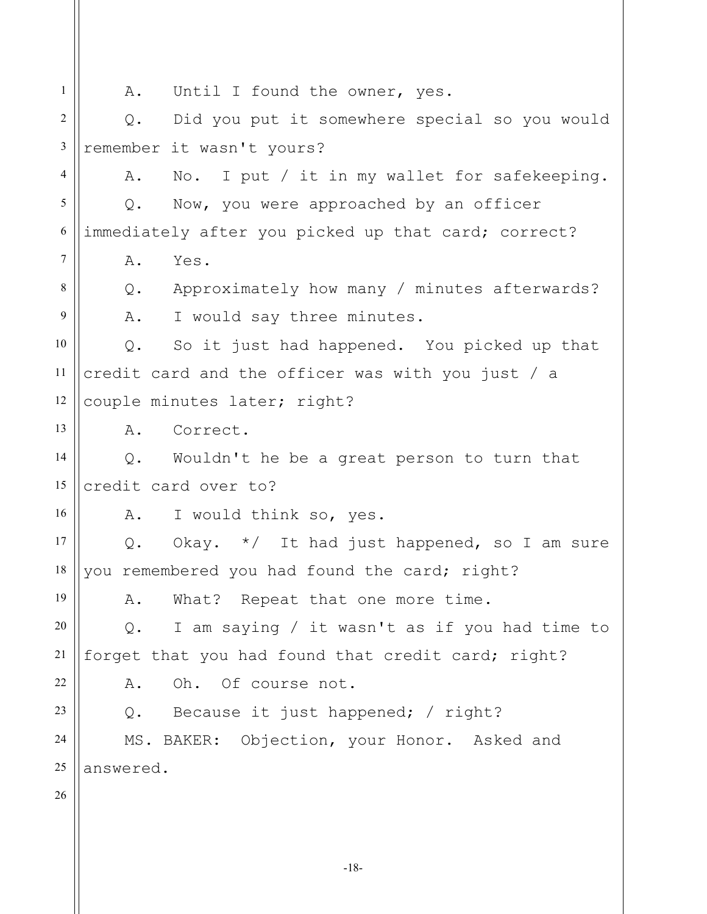A. Until I found the owner, yes.

Q. Did you put it somewhere special so you would remember it wasn't yours?

A. No. I put / it in my wallet for safekeeping.

Q. Now, you were approached by an officer immediately after you picked up that card; correct?

A. Yes.

Q. Approximately how many / minutes afterwards?

A. I would say three minutes.

Q. So it just had happened. You picked up that credit card and the officer was with you just / a couple minutes later; right?

A. Correct.

Q. Wouldn't he be a great person to turn that credit card over to?

A. I would think so, yes.

Q. Okay. */ It had just happened, so I am sure you remembered you had found the card; right?

A. What? Repeat that one more time.

Q. I am saying / it wasn't as if you had time to forget that you had found that credit card; right?

A. Oh. Of course not.

Q. Because it just happened; / right?

MS. BAKER: Objection, your Honor. Asked and answered.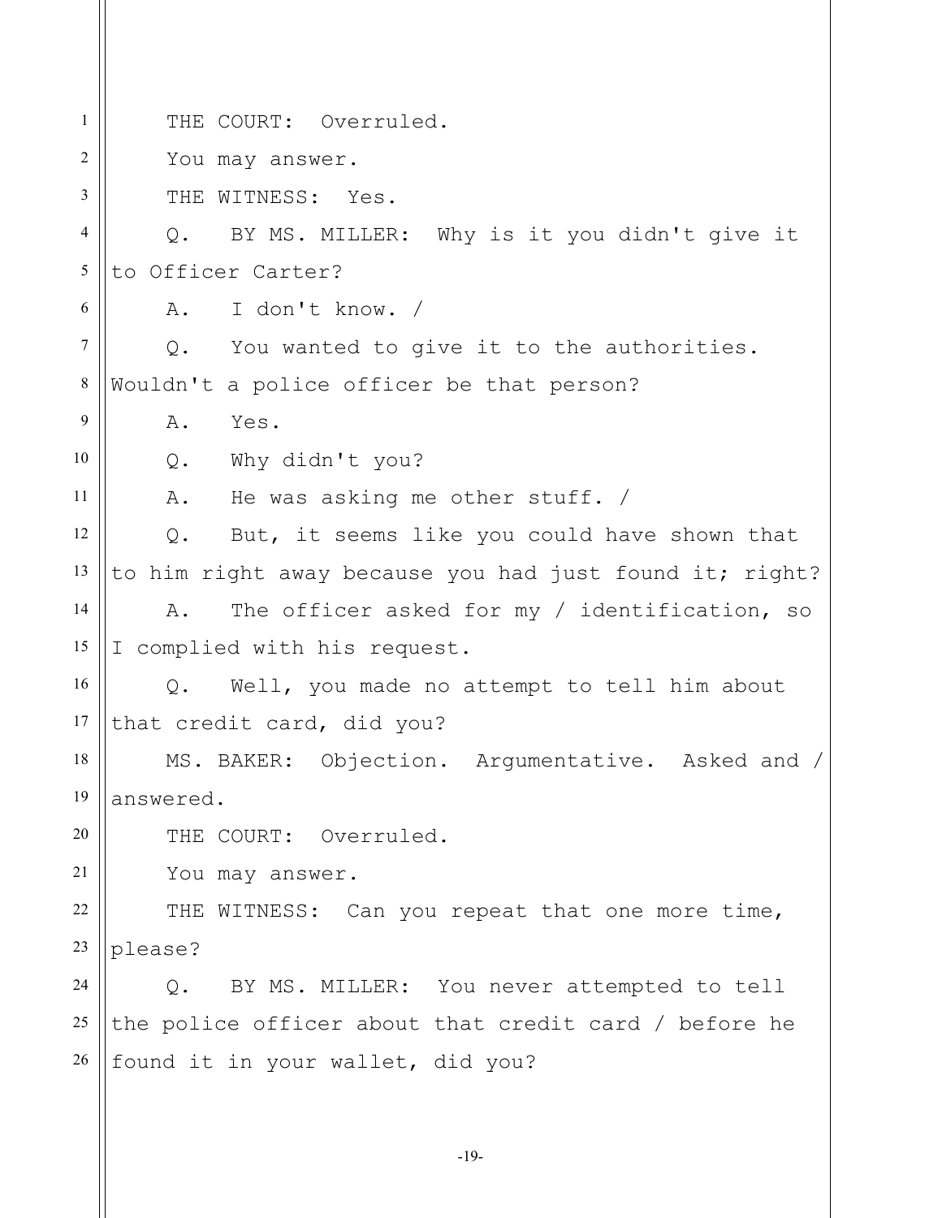THE COURT: Overruled.

You may answer.

THE WITNESS: Yes.

Q. BY MS. MILLER: Why is it you didn't give it to Officer Carter?

A. I don't know. /

Q. You wanted to give it to the authorities. Wouldn't a police officer be that person?

A. Yes.

Q. Why didn't you?

A. He was asking me other stuff. /

Q. But, it seems like you could have shown that to him right away because you had just found it; right?

A. The officer asked for my / identification, so I complied with his request.

Q. Well, you made no attempt to tell him about that credit card, did you?

MS. BAKER: Objection. Argumentative. Asked and / answered.

THE COURT: Overruled.

You may answer.

THE WITNESS: Can you repeat that one more time, please?

Q. BY MS. MILLER: You never attempted to tell the police officer about that credit card / before he found it in your wallet, did you?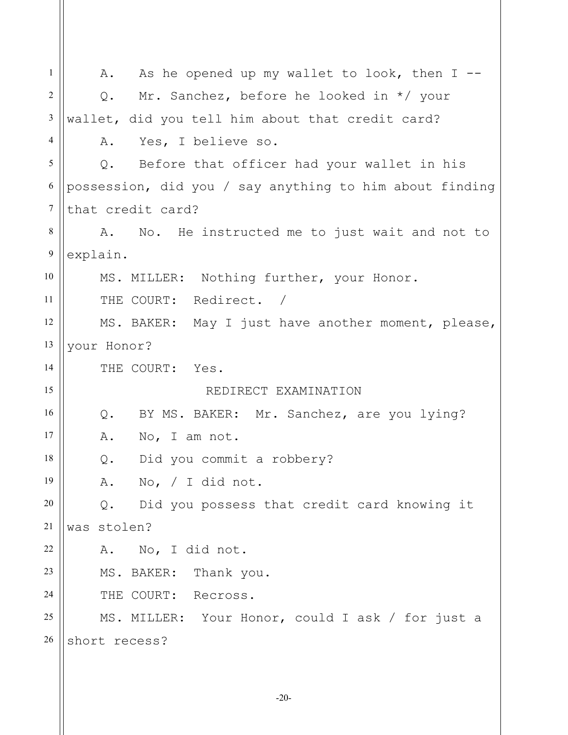A. As he opened up my wallet to look, then I --

Q. Mr. Sanchez, before he looked in */ your wallet, did you tell him about that credit card?

A. Yes, I believe so.

Q. Before that officer had your wallet in his possession, did you / say anything to him about finding that credit card?

A. No. He instructed me to just wait and not to explain.

MS. MILLER: Nothing further, your Honor.

THE COURT: Redirect. /

MS. BAKER: May I just have another moment, please, your Honor?

THE COURT: Yes.

REDIRECT EXAMINATION

Q. BY MS. BAKER: Mr. Sanchez, are you lying?

A. No, I am not.

Q. Did you commit a robbery?

A. No, / I did not.

Q. Did you possess that credit card knowing it was stolen?

A. No, I did not.

MS. BAKER: Thank you.

THE COURT: Recross.

MS. MILLER: Your Honor, could I ask / for just a short recess?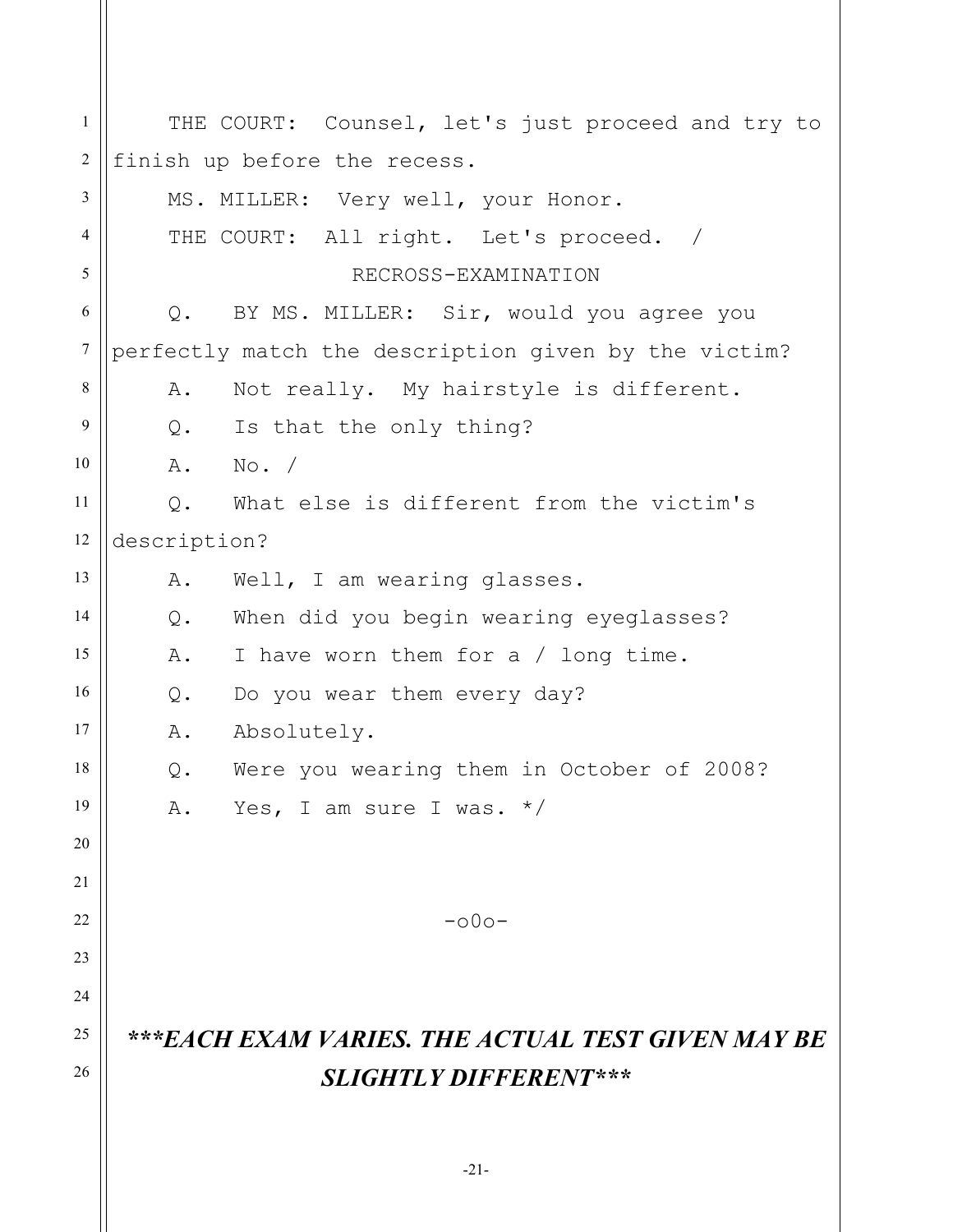THE COURT: Counsel, let's just proceed and try to finish up before the recess.

MS. MILLER: Very well, your Honor.

THE COURT: All right. Let's proceed. /

RECROSS-EXAMINATION

Q. BY MS. MILLER: Sir, would you agree you perfectly match the description given by the victim?

A. Not really. My hairstyle is different.

Q. Is that the only thing?

A. No. /

Q. What else is different from the victim's description?

A. Well, I am wearing glasses.

Q. When did you begin wearing eyeglasses?

A. I have worn them for a / long time.

Q. Do you wear them every day?

A. Absolutely.

Q. Were you wearing them in October of 2008?

A. Yes, I am sure I was. */

-o0o-

***EACH EXAM VARIES. THE ACTUAL TEST GIVEN MAY BE SLIGHTLY DIFFERENT***